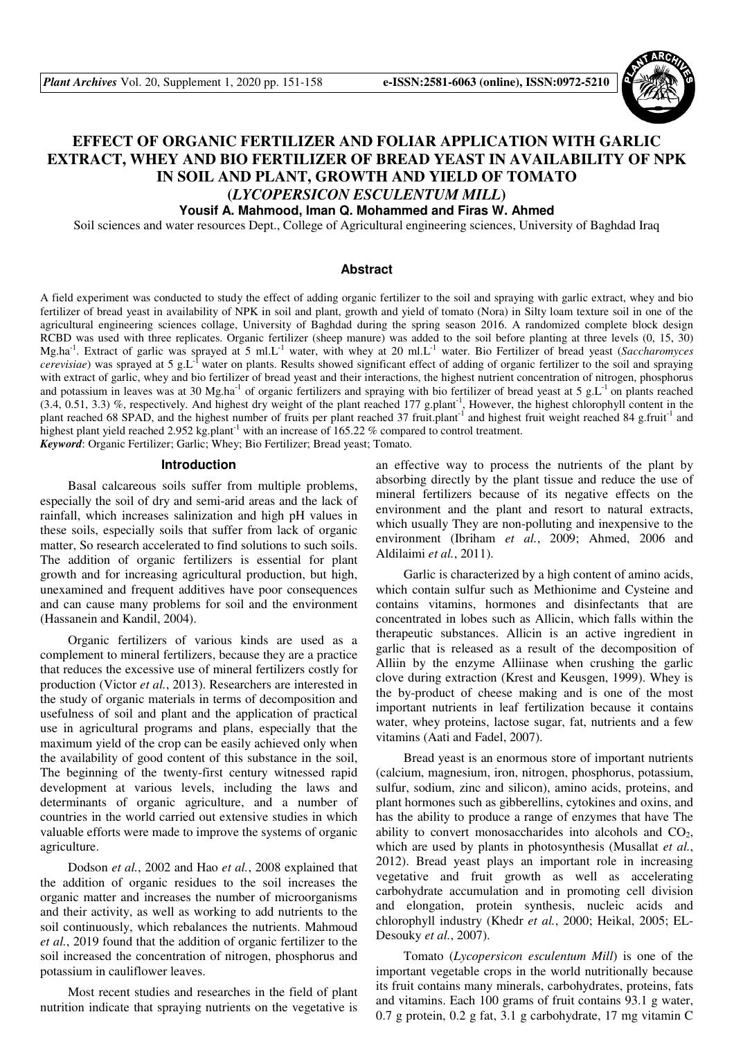# EFFECT OF ORGANIC FERTILIZER AND FOLIAR APPLICATION WITH GARLIC EXTRACT, WHEY AND BIO FERTILIZER OF BREAD YEAST IN AVAILABILITY OF NPK IN SOIL AND PLANT, GROWTH AND YIELD OF TOMATO (*LYCOPERSICON ESCULENTUM MILL*)

**Yousif A. Mahmood, Iman Q. Mohammed and Firas W. Ahmed**

Soil sciences and water resources Dept., College of Agricultural engineering sciences, University of Baghdad Iraq

## Abstract

A field experiment was conducted to study the effect of adding organic fertilizer to the soil and spraying with garlic extract, whey and bio fertilizer of bread yeast in availability of NPK in soil and plant, growth and yield of tomato (Nora) in Silty loam texture soil in one of the agricultural engineering sciences collage, University of Baghdad during the spring season 2016. A randomized complete block design RCBD was used with three replicates. Organic fertilizer (sheep manure) was added to the soil before planting at three levels (0, 15, 30) $Mg.ha^{-1}$. Extract of garlic was sprayed at 5 $ml.L^{-1}$ water, with whey at 20 $ml.L^{-1}$ water. Bio Fertilizer of bread yeast (*Saccharomyces cerevisiae*) was sprayed at 5 $g.L^{-1}$ water on plants. Results showed significant effect of adding of organic fertilizer to the soil and spraying with extract of garlic, whey and bio fertilizer of bread yeast and their interactions, the highest nutrient concentration of nitrogen, phosphorus and potassium in leaves was at 30 $Mg.ha^{-1}$ of organic fertilizers and spraying with bio fertilizer of bread yeast at 5 $g.L^{-1}$ on plants reached (3.4, 0.51, 3.3) %, respectively. And highest dry weight of the plant reached 177 $g.plant^{-1}$, However, the highest chlorophyll content in the plant reached 68 SPAD, and the highest number of fruits per plant reached 37 $fruit.plant^{-1}$ and highest fruit weight reached 84 $g.fruit^{-1}$ and highest plant yield reached 2.952 $kg.plant^{-1}$ with an increase of 165.22 % compared to control treatment.

***Keyword***: Organic Fertilizer; Garlic; Whey; Bio Fertilizer; Bread yeast; Tomato.

## Introduction

Basal calcareous soils suffer from multiple problems, especially the soil of dry and semi-arid areas and the lack of rainfall, which increases salinization and high pH values in these soils, especially soils that suffer from lack of organic matter, So research accelerated to find solutions to such soils. The addition of organic fertilizers is essential for plant growth and for increasing agricultural production, but high, unexamined and frequent additives have poor consequences and can cause many problems for soil and the environment (Hassanein and Kandil, 2004).

Organic fertilizers of various kinds are used as a complement to mineral fertilizers, because they are a practice that reduces the excessive use of mineral fertilizers costly for production (Victor *et al.*, 2013). Researchers are interested in the study of organic materials in terms of decomposition and usefulness of soil and plant and the application of practical use in agricultural programs and plans, especially that the maximum yield of the crop can be easily achieved only when the availability of good content of this substance in the soil, The beginning of the twenty-first century witnessed rapid development at various levels, including the laws and determinants of organic agriculture, and a number of countries in the world carried out extensive studies in which valuable efforts were made to improve the systems of organic agriculture.

Dodson *et al.*, 2002 and Hao *et al.*, 2008 explained that the addition of organic residues to the soil increases the organic matter and increases the number of microorganisms and their activity, as well as working to add nutrients to the soil continuously, which rebalances the nutrients. Mahmoud *et al.*, 2019 found that the addition of organic fertilizer to the soil increased the concentration of nitrogen, phosphorus and potassium in cauliflower leaves.

Most recent studies and researches in the field of plant nutrition indicate that spraying nutrients on the vegetative is an effective way to process the nutrients of the plant by absorbing directly by the plant tissue and reduce the use of mineral fertilizers because of its negative effects on the environment and the plant and resort to natural extracts, which usually They are non-polluting and inexpensive to the environment (Ibriham *et al.*, 2009; Ahmed, 2006 and Aldilaimi *et al.*, 2011).

Garlic is characterized by a high content of amino acids, which contain sulfur such as Methionime and Cysteine and contains vitamins, hormones and disinfectants that are concentrated in lobes such as Allicin, which falls within the therapeutic substances. Allicin is an active ingredient in garlic that is released as a result of the decomposition of Alliin by the enzyme Alliinase when crushing the garlic clove during extraction (Krest and Keusgen, 1999). Whey is the by-product of cheese making and is one of the most important nutrients in leaf fertilization because it contains water, whey proteins, lactose sugar, fat, nutrients and a few vitamins (Aati and Fadel, 2007).

Bread yeast is an enormous store of important nutrients (calcium, magnesium, iron, nitrogen, phosphorus, potassium, sulfur, sodium, zinc and silicon), amino acids, proteins, and plant hormones such as gibberellins, cytokines and oxins, and has the ability to produce a range of enzymes that have The ability to convert monosaccharides into alcohols and $CO_2$, which are used by plants in photosynthesis (Musallat *et al.*, 2012). Bread yeast plays an important role in increasing vegetative and fruit growth as well as accelerating carbohydrate accumulation and in promoting cell division and elongation, protein synthesis, nucleic acids and chlorophyll industry (Khedr *et al.*, 2000; Heikal, 2005; EL-Desouky *et al.*, 2007).

Tomato (*Lycopersicon esculentum Mill*) is one of the important vegetable crops in the world nutritionally because its fruit contains many minerals, carbohydrates, proteins, fats and vitamins. Each 100 grams of fruit contains 93.1 g water, 0.7 g protein, 0.2 g fat, 3.1 g carbohydrate, 17 mg vitamin C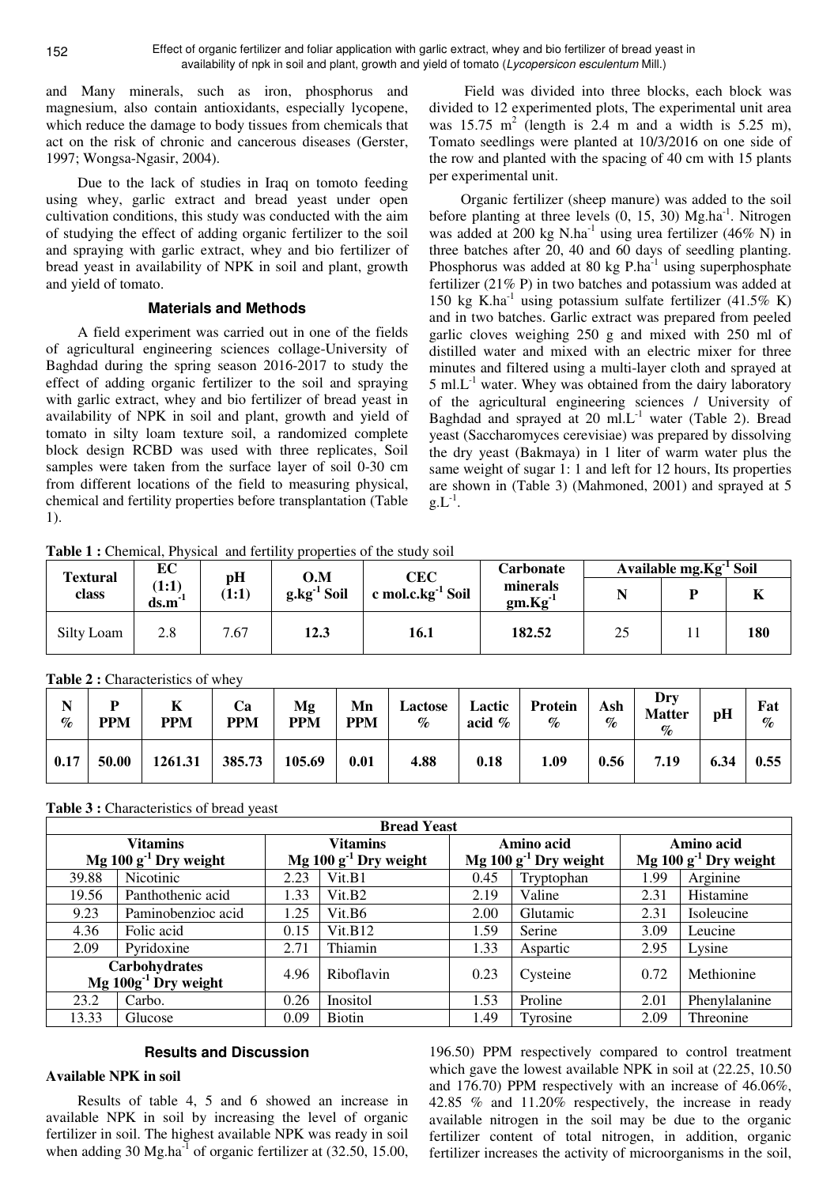and Many minerals, such as iron, phosphorus and magnesium, also contain antioxidants, especially lycopene, which reduce the damage to body tissues from chemicals that act on the risk of chronic and cancerous diseases (Gerster, 1997; Wongsa-Ngasir, 2004).

Due to the lack of studies in Iraq on tomoto feeding using whey, garlic extract and bread yeast under open cultivation conditions, this study was conducted with the aim of studying the effect of adding organic fertilizer to the soil and spraying with garlic extract, whey and bio fertilizer of bread yeast in availability of NPK in soil and plant, growth and yield of tomato.

## Materials and Methods

A field experiment was carried out in one of the fields of agricultural engineering sciences collage-University of Baghdad during the spring season 2016-2017 to study the effect of adding organic fertilizer to the soil and spraying with garlic extract, whey and bio fertilizer of bread yeast in availability of NPK in soil and plant, growth and yield of tomato in silty loam texture soil, a randomized complete block design RCBD was used with three replicates, Soil samples were taken from the surface layer of soil 0-30 cm from different locations of the field to measuring physical, chemical and fertility properties before transplantation (Table 1).

Field was divided into three blocks, each block was divided to 12 experimented plots, The experimental unit area was 15.75 $m^2$ (length is 2.4 m and a width is 5.25 m), Tomato seedlings were planted at 10/3/2016 on one side of the row and planted with the spacing of 40 cm with 15 plants per experimental unit.

Organic fertilizer (sheep manure) was added to the soil before planting at three levels (0, 15, 30) $Mg.ha^{-1}$. Nitrogen was added at 200 kg $N.ha^{-1}$ using urea fertilizer (46% N) in three batches after 20, 40 and 60 days of seedling planting. Phosphorus was added at 80 kg $P.ha^{-1}$ using superphosphate fertilizer (21% P) in two batches and potassium was added at 150 kg $K.ha^{-1}$ using potassium sulfate fertilizer (41.5% K) and in two batches. Garlic extract was prepared from peeled garlic cloves weighing 250 g and mixed with 250 ml of distilled water and mixed with an electric mixer for three minutes and filtered using a multi-layer cloth and sprayed at 5 $ml.L^{-1}$ water. Whey was obtained from the dairy laboratory of the agricultural engineering sciences / University of Baghdad and sprayed at 20 $ml.L^{-1}$ water (Table 2). Bread yeast (Saccharomyces cerevisiae) was prepared by dissolving the dry yeast (Bakmaya) in 1 liter of warm water plus the same weight of sugar 1: 1 and left for 12 hours, Its properties are shown in (Table 3) (Mahmoned, 2001) and sprayed at 5 $g.L^{-1}$.

**Table 1 :** Chemical, Physical and fertility properties of the study soil

| Textural class | EC (1:1) $ds.m^{-1}$ | pH (1:1) | O.M $g.kg^{-1}$ Soil | CEC c $mol.c.kg^{-1}$ Soil | Carbonate minerals $gm.Kg^{-1}$ | Available $mg.Kg^{-1}$ Soil | | |
|---|---|---|---|---|---|---|---|---|
| | | | | | | N | P | K |
| Silty Loam | 2.8 | 7.67 | **12.3** | **16.1** | **182.52** | 25 | 11 | **180** |

**Table 2 :** Characteristics of whey

| N % | P PPM | K PPM | Ca PPM | Mg PPM | Mn PPM | Lactose % | Lactic acid % | Protein % | Ash % | Dry Matter % | pH | Fat % |
|---|---|---|---|---|---|---|---|---|---|---|---|---|
| **0.17** | **50.00** | **1261.31** | **385.73** | **105.69** | **0.01** | **4.88** | **0.18** | **1.09** | **0.56** | **7.19** | **6.34** | **0.55** |

**Table 3 :** Characteristics of bread yeast

| Bread Yeast | | | | | | | |
|---|---|---|---|---|---|---|---|
| Vitamins Mg 100 $g^{-1}$ Dry weight | | Vitamins Mg 100 $g^{-1}$ Dry weight | | Amino acid Mg 100 $g^{-1}$ Dry weight | | Amino acid Mg 100 $g^{-1}$ Dry weight | |
| 39.88 | Nicotinic | 2.23 | Vit.B1 | 0.45 | Tryptophan | 1.99 | Arginine |
| 19.56 | Panthothenic acid | 1.33 | Vit.B2 | 2.19 | Valine | 2.31 | Histamine |
| 9.23 | Paminobenzioc acid | 1.25 | Vit.B6 | 2.00 | Glutamic | 2.31 | Isoleucine |
| 4.36 | Folic acid | 0.15 | Vit.B12 | 1.59 | Serine | 3.09 | Leucine |
| 2.09 | Pyridoxine | 2.71 | Thiamin | 1.33 | Aspartic | 2.95 | Lysine |
| Carbohydrates Mg 100$g^{-1}$ Dry weight | | 4.96 | Riboflavin | 0.23 | Cysteine | 0.72 | Methionine |
| 23.2 | Carbo. | 0.26 | Inositol | 1.53 | Proline | 2.01 | Phenylalanine |
| 13.33 | Glucose | 0.09 | Biotin | 1.49 | Tyrosine | 2.09 | Threonine |

## Results and Discussion

### Available NPK in soil

Results of table 4, 5 and 6 showed an increase in available NPK in soil by increasing the level of organic fertilizer in soil. The highest available NPK was ready in soil when adding 30 $Mg.ha^{-1}$ of organic fertilizer at (32.50, 15.00, 196.50) PPM respectively compared to control treatment which gave the lowest available NPK in soil at (22.25, 10.50 and 176.70) PPM respectively with an increase of 46.06%, 42.85 % and 11.20% respectively, the increase in ready available nitrogen in the soil may be due to the organic fertilizer content of total nitrogen, in addition, organic fertilizer increases the activity of microorganisms in the soil,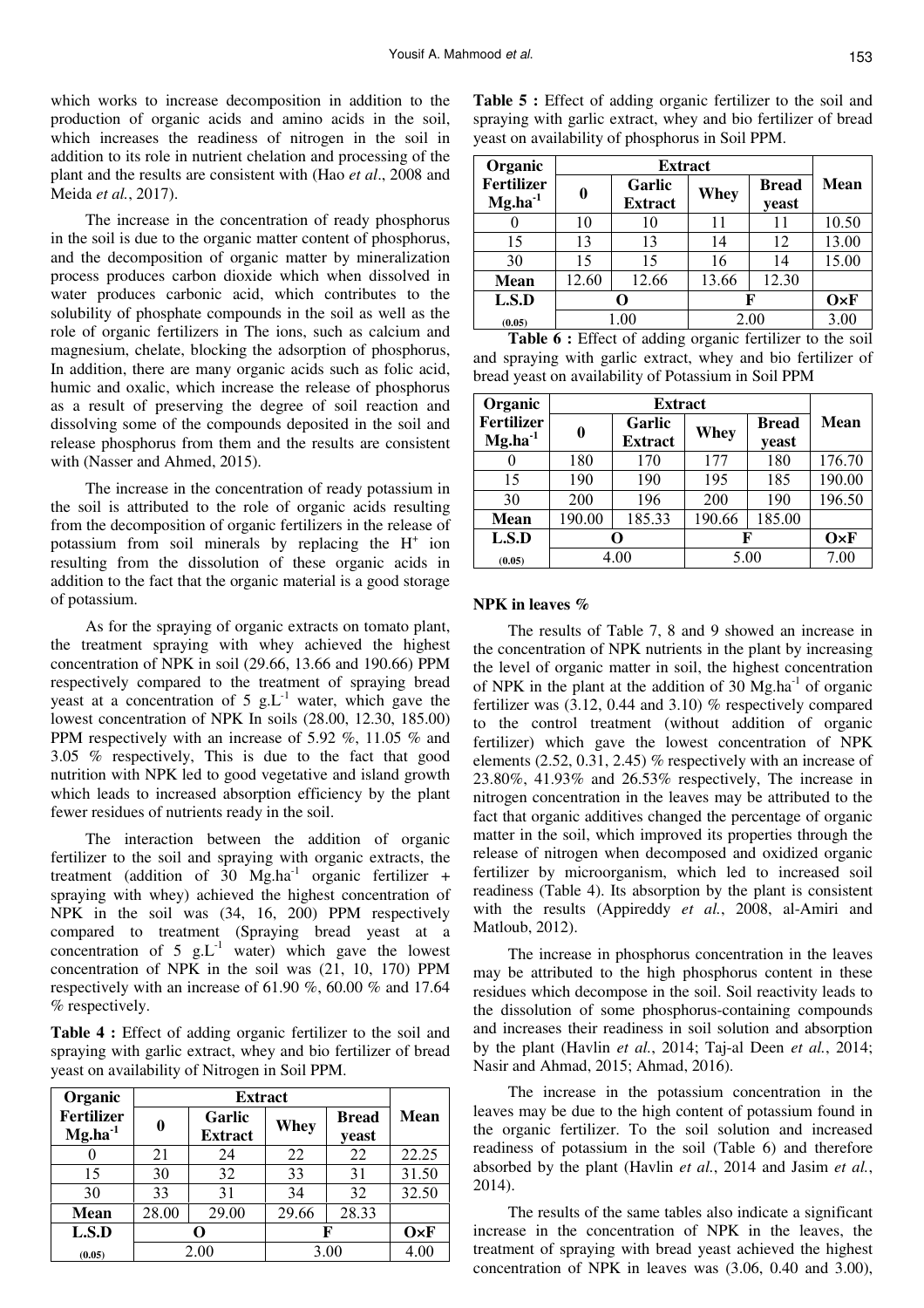which works to increase decomposition in addition to the production of organic acids and amino acids in the soil, which increases the readiness of nitrogen in the soil in addition to its role in nutrient chelation and processing of the plant and the results are consistent with (Hao *et al*., 2008 and Meida *et al.*, 2017).

The increase in the concentration of ready phosphorus in the soil is due to the organic matter content of phosphorus, and the decomposition of organic matter by mineralization process produces carbon dioxide which when dissolved in water produces carbonic acid, which contributes to the solubility of phosphate compounds in the soil as well as the role of organic fertilizers in The ions, such as calcium and magnesium, chelate, blocking the adsorption of phosphorus, In addition, there are many organic acids such as folic acid, humic and oxalic, which increase the release of phosphorus as a result of preserving the degree of soil reaction and dissolving some of the compounds deposited in the soil and release phosphorus from them and the results are consistent with (Nasser and Ahmed, 2015).

The increase in the concentration of ready potassium in the soil is attributed to the role of organic acids resulting from the decomposition of organic fertilizers in the release of potassium from soil minerals by replacing the $H^+$ ion resulting from the dissolution of these organic acids in addition to the fact that the organic material is a good storage of potassium.

As for the spraying of organic extracts on tomato plant, the treatment spraying with whey achieved the highest concentration of NPK in soil (29.66, 13.66 and 190.66) PPM respectively compared to the treatment of spraying bread yeast at a concentration of 5 $g.L^{-1}$ water, which gave the lowest concentration of NPK In soils (28.00, 12.30, 185.00) PPM respectively with an increase of 5.92 %, 11.05 % and 3.05 % respectively, This is due to the fact that good nutrition with NPK led to good vegetative and island growth which leads to increased absorption efficiency by the plant fewer residues of nutrients ready in the soil.

The interaction between the addition of organic fertilizer to the soil and spraying with organic extracts, the treatment (addition of 30 $Mg.ha^{-1}$ organic fertilizer + spraying with whey) achieved the highest concentration of NPK in the soil was (34, 16, 200) PPM respectively compared to treatment (Spraying bread yeast at a concentration of 5 $g.L^{-1}$ water) which gave the lowest concentration of NPK in the soil was (21, 10, 170) PPM respectively with an increase of 61.90 %, 60.00 % and 17.64 % respectively.

**Table 4 :** Effect of adding organic fertilizer to the soil and spraying with garlic extract, whey and bio fertilizer of bread yeast on availability of Nitrogen in Soil PPM.

| Organic Fertilizer $Mg.ha^{-1}$ | Extract | | | | Mean |
|---|---|---|---|---|---|
| | 0 | Garlic Extract | Whey | Bread yeast | |
| 0 | 21 | 24 | 22 | 22 | 22.25 |
| 15 | 30 | 32 | 33 | 31 | 31.50 |
| 30 | 33 | 31 | 34 | 32 | 32.50 |
| Mean | 28.00 | 29.00 | 29.66 | 28.33 | |
| L.S.D | O | | F | | O×F |
| (0.05) | 2.00 | | 3.00 | | 4.00 |

**Table 5 :** Effect of adding organic fertilizer to the soil and spraying with garlic extract, whey and bio fertilizer of bread yeast on availability of phosphorus in Soil PPM.

| Organic Fertilizer $Mg.ha^{-1}$ | Extract | | | | Mean |
|---|---|---|---|---|---|
| | 0 | Garlic Extract | Whey | Bread yeast | |
| 0 | 10 | 10 | 11 | 11 | 10.50 |
| 15 | 13 | 13 | 14 | 12 | 13.00 |
| 30 | 15 | 15 | 16 | 14 | 15.00 |
| Mean | 12.60 | 12.66 | 13.66 | 12.30 | |
| L.S.D | O | | F | | O×F |
| (0.05) | 1.00 | | 2.00 | | 3.00 |

**Table 6 :** Effect of adding organic fertilizer to the soil and spraying with garlic extract, whey and bio fertilizer of bread yeast on availability of Potassium in Soil PPM

| Organic Fertilizer $Mg.ha^{-1}$ | Extract | | | | Mean |
|---|---|---|---|---|---|
| | 0 | Garlic Extract | Whey | Bread yeast | |
| 0 | 180 | 170 | 177 | 180 | 176.70 |
| 15 | 190 | 190 | 195 | 185 | 190.00 |
| 30 | 200 | 196 | 200 | 190 | 196.50 |
| Mean | 190.00 | 185.33 | 190.66 | 185.00 | |
| L.S.D | O | | F | | O×F |
| (0.05) | 4.00 | | 5.00 | | 7.00 |

#### NPK in leaves %

The results of Table 7, 8 and 9 showed an increase in the concentration of NPK nutrients in the plant by increasing the level of organic matter in soil, the highest concentration of NPK in the plant at the addition of 30 $Mg.ha^{-1}$ of organic fertilizer was (3.12, 0.44 and 3.10) % respectively compared to the control treatment (without addition of organic fertilizer) which gave the lowest concentration of NPK elements (2.52, 0.31, 2.45) % respectively with an increase of 23.80%, 41.93% and 26.53% respectively, The increase in nitrogen concentration in the leaves may be attributed to the fact that organic additives changed the percentage of organic matter in the soil, which improved its properties through the release of nitrogen when decomposed and oxidized organic fertilizer by microorganism, which led to increased soil readiness (Table 4). Its absorption by the plant is consistent with the results (Appireddy *et al.*, 2008, al-Amiri and Matloub, 2012).

The increase in phosphorus concentration in the leaves may be attributed to the high phosphorus content in these residues which decompose in the soil. Soil reactivity leads to the dissolution of some phosphorus-containing compounds and increases their readiness in soil solution and absorption by the plant (Havlin *et al.*, 2014; Taj-al Deen *et al.*, 2014; Nasir and Ahmad, 2015; Ahmad, 2016).

The increase in the potassium concentration in the leaves may be due to the high content of potassium found in the organic fertilizer. To the soil solution and increased readiness of potassium in the soil (Table 6) and therefore absorbed by the plant (Havlin *et al.*, 2014 and Jasim *et al.*, 2014).

The results of the same tables also indicate a significant increase in the concentration of NPK in the leaves, the treatment of spraying with bread yeast achieved the highest concentration of NPK in leaves was (3.06, 0.40 and 3.00),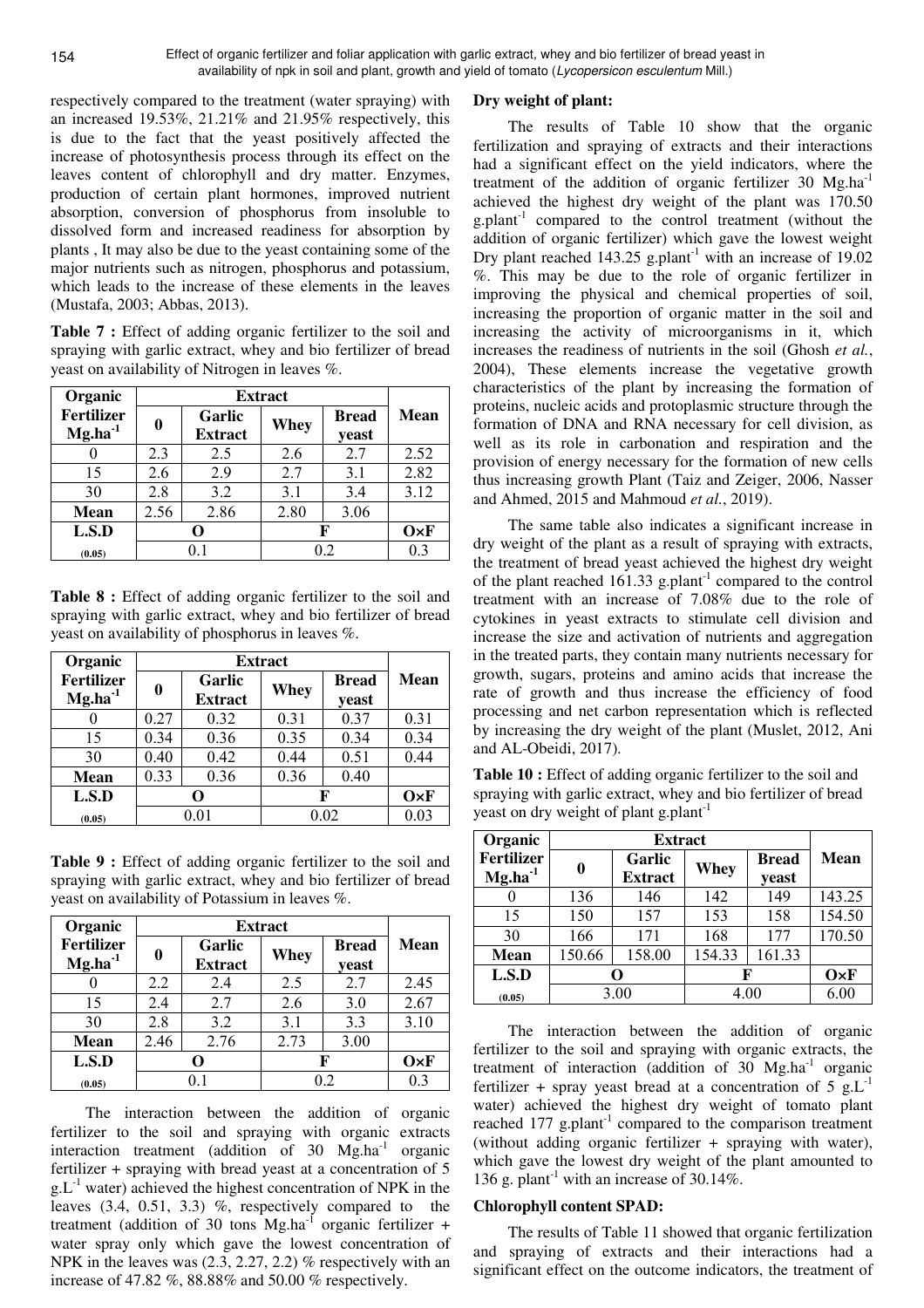respectively compared to the treatment (water spraying) with an increased 19.53%, 21.21% and 21.95% respectively, this is due to the fact that the yeast positively affected the increase of photosynthesis process through its effect on the leaves content of chlorophyll and dry matter. Enzymes, production of certain plant hormones, improved nutrient absorption, conversion of phosphorus from insoluble to dissolved form and increased readiness for absorption by plants , It may also be due to the yeast containing some of the major nutrients such as nitrogen, phosphorus and potassium, which leads to the increase of these elements in the leaves (Mustafa, 2003; Abbas, 2013).

**Table 7 :** Effect of adding organic fertilizer to the soil and spraying with garlic extract, whey and bio fertilizer of bread yeast on availability of Nitrogen in leaves %.

| Organic Fertilizer $Mg.ha^{-1}$ | Extract | | | | Mean |
|---|---|---|---|---|---|
| | 0 | Garlic Extract | Whey | Bread yeast | |
| 0 | 2.3 | 2.5 | 2.6 | 2.7 | 2.52 |
| 15 | 2.6 | 2.9 | 2.7 | 3.1 | 2.82 |
| 30 | 2.8 | 3.2 | 3.1 | 3.4 | 3.12 |
| Mean | 2.56 | 2.86 | 2.80 | 3.06 | |
| L.S.D (0.05) | O | | F | | O×F |
| | 0.1 | | 0.2 | | 0.3 |

**Table 8 :** Effect of adding organic fertilizer to the soil and spraying with garlic extract, whey and bio fertilizer of bread yeast on availability of phosphorus in leaves %.

| Organic Fertilizer $Mg.ha^{-1}$ | Extract | | | | Mean |
|---|---|---|---|---|---|
| | 0 | Garlic Extract | Whey | Bread yeast | |
| 0 | 0.27 | 0.32 | 0.31 | 0.37 | 0.31 |
| 15 | 0.34 | 0.36 | 0.35 | 0.34 | 0.34 |
| 30 | 0.40 | 0.42 | 0.44 | 0.51 | 0.44 |
| Mean | 0.33 | 0.36 | 0.36 | 0.40 | |
| L.S.D (0.05) | O | | F | | O×F |
| | 0.01 | | 0.02 | | 0.03 |

**Table 9 :** Effect of adding organic fertilizer to the soil and spraying with garlic extract, whey and bio fertilizer of bread yeast on availability of Potassium in leaves %.

| Organic Fertilizer $Mg.ha^{-1}$ | Extract | | | | Mean |
|---|---|---|---|---|---|
| | 0 | Garlic Extract | Whey | Bread yeast | |
| 0 | 2.2 | 2.4 | 2.5 | 2.7 | 2.45 |
| 15 | 2.4 | 2.7 | 2.6 | 3.0 | 2.67 |
| 30 | 2.8 | 3.2 | 3.1 | 3.3 | 3.10 |
| Mean | 2.46 | 2.76 | 2.73 | 3.00 | |
| L.S.D (0.05) | O | | F | | O×F |
| | 0.1 | | 0.2 | | 0.3 |

The interaction between the addition of organic fertilizer to the soil and spraying with organic extracts interaction treatment (addition of 30 $Mg.ha^{-1}$ organic fertilizer + spraying with bread yeast at a concentration of 5 $g.L^{-1}$ water) achieved the highest concentration of NPK in the leaves (3.4, 0.51, 3.3) %, respectively compared to the treatment (addition of 30 tons $Mg.ha^{-1}$ organic fertilizer + water spray only which gave the lowest concentration of NPK in the leaves was (2.3, 2.27, 2.2) % respectively with an increase of 47.82 %, 88.88% and 50.00 % respectively.

### Dry weight of plant:

The results of Table 10 show that the organic fertilization and spraying of extracts and their interactions had a significant effect on the yield indicators, where the treatment of the addition of organic fertilizer 30 $Mg.ha^{-1}$ achieved the highest dry weight of the plant was 170.50 $g.plant^{-1}$ compared to the control treatment (without the addition of organic fertilizer) which gave the lowest weight Dry plant reached 143.25 $g.plant^{-1}$ with an increase of 19.02 %. This may be due to the role of organic fertilizer in improving the physical and chemical properties of soil, increasing the proportion of organic matter in the soil and increasing the activity of microorganisms in it, which increases the readiness of nutrients in the soil (Ghosh *et al.*, 2004), These elements increase the vegetative growth characteristics of the plant by increasing the formation of proteins, nucleic acids and protoplasmic structure through the formation of DNA and RNA necessary for cell division, as well as its role in carbonation and respiration and the provision of energy necessary for the formation of new cells thus increasing growth Plant (Taiz and Zeiger, 2006, Nasser and Ahmed, 2015 and Mahmoud *et al.*, 2019).

The same table also indicates a significant increase in dry weight of the plant as a result of spraying with extracts, the treatment of bread yeast achieved the highest dry weight of the plant reached 161.33 $g.plant^{-1}$ compared to the control treatment with an increase of 7.08% due to the role of cytokines in yeast extracts to stimulate cell division and increase the size and activation of nutrients and aggregation in the treated parts, they contain many nutrients necessary for growth, sugars, proteins and amino acids that increase the rate of growth and thus increase the efficiency of food processing and net carbon representation which is reflected by increasing the dry weight of the plant (Muslet, 2012, Ani and AL-Obeidi, 2017).

**Table 10 :** Effect of adding organic fertilizer to the soil and spraying with garlic extract, whey and bio fertilizer of bread yeast on dry weight of plant $g.plant^{-1}$

| Organic Fertilizer $Mg.ha^{-1}$ | Extract | | | | Mean |
|---|---|---|---|---|---|
| | 0 | Garlic Extract | Whey | Bread yeast | |
| 0 | 136 | 146 | 142 | 149 | 143.25 |
| 15 | 150 | 157 | 153 | 158 | 154.50 |
| 30 | 166 | 171 | 168 | 177 | 170.50 |
| Mean | 150.66 | 158.00 | 154.33 | 161.33 | |
| L.S.D (0.05) | O | | F | | O×F |
| | 3.00 | | 4.00 | | 6.00 |

The interaction between the addition of organic fertilizer to the soil and spraying with organic extracts, the treatment of interaction (addition of 30 $Mg.ha^{-1}$ organic fertilizer + spray yeast bread at a concentration of 5 $g.L^{-1}$ water) achieved the highest dry weight of tomato plant reached 177 $g.plant^{-1}$ compared to the comparison treatment (without adding organic fertilizer + spraying with water), which gave the lowest dry weight of the plant amounted to 136 g. $plant^{-1}$ with an increase of 30.14%.

### Chlorophyll content SPAD:

The results of Table 11 showed that organic fertilization and spraying of extracts and their interactions had a significant effect on the outcome indicators, the treatment of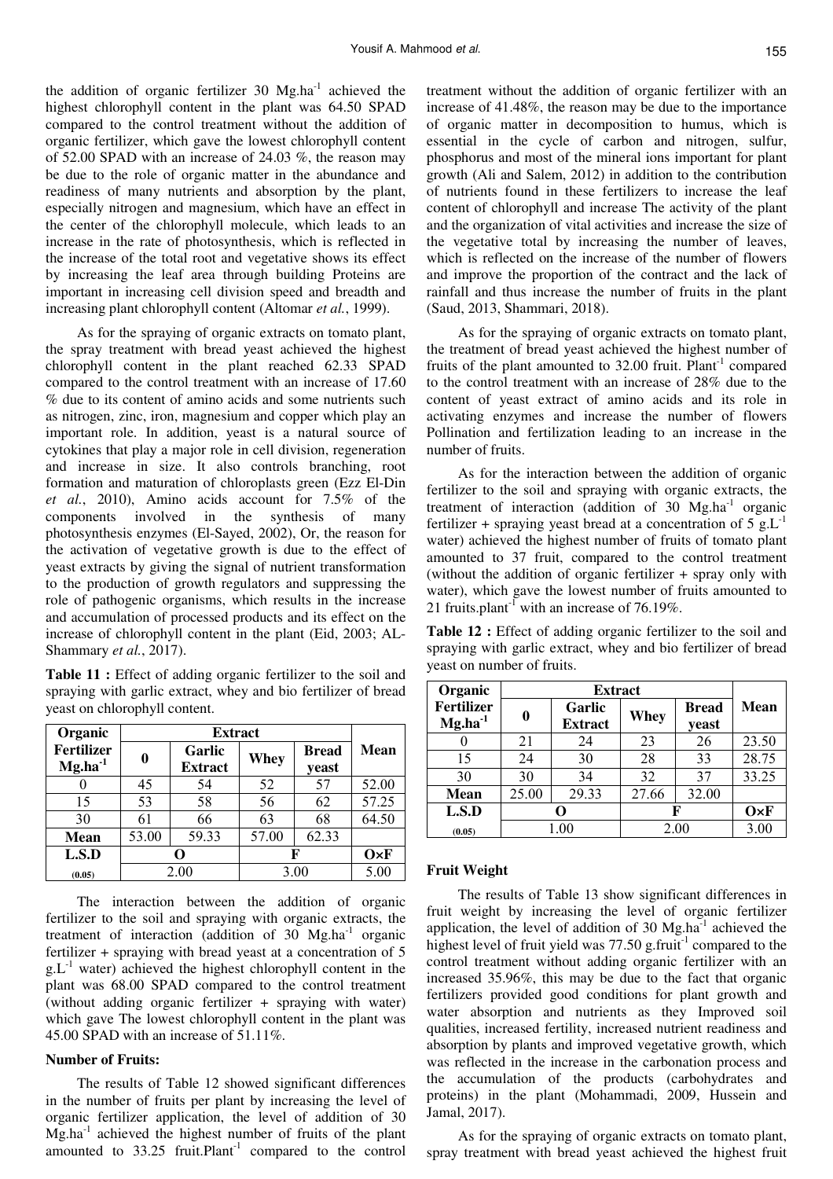the addition of organic fertilizer 30 $Mg.ha^{-1}$ achieved the highest chlorophyll content in the plant was 64.50 SPAD compared to the control treatment without the addition of organic fertilizer, which gave the lowest chlorophyll content of 52.00 SPAD with an increase of 24.03 %, the reason may be due to the role of organic matter in the abundance and readiness of many nutrients and absorption by the plant, especially nitrogen and magnesium, which have an effect in the center of the chlorophyll molecule, which leads to an increase in the rate of photosynthesis, which is reflected in the increase of the total root and vegetative shows its effect by increasing the leaf area through building Proteins are important in increasing cell division speed and breadth and increasing plant chlorophyll content (Altomar *et al.*, 1999).

As for the spraying of organic extracts on tomato plant, the spray treatment with bread yeast achieved the highest chlorophyll content in the plant reached 62.33 SPAD compared to the control treatment with an increase of 17.60 % due to its content of amino acids and some nutrients such as nitrogen, zinc, iron, magnesium and copper which play an important role. In addition, yeast is a natural source of cytokines that play a major role in cell division, regeneration and increase in size. It also controls branching, root formation and maturation of chloroplasts green (Ezz El-Din *et al.*, 2010), Amino acids account for 7.5% of the components involved in the synthesis of many photosynthesis enzymes (El-Sayed, 2002), Or, the reason for the activation of vegetative growth is due to the effect of yeast extracts by giving the signal of nutrient transformation to the production of growth regulators and suppressing the role of pathogenic organisms, which results in the increase and accumulation of processed products and its effect on the increase of chlorophyll content in the plant (Eid, 2003; AL-Shammary *et al.*, 2017).

**Table 11 :** Effect of adding organic fertilizer to the soil and spraying with garlic extract, whey and bio fertilizer of bread yeast on chlorophyll content.

| Organic Fertilizer $Mg.ha^{-1}$ | Extract | | | | Mean |
|---|---|---|---|---|---|
| | 0 | Garlic Extract | Whey | Bread yeast | |
| 0 | 45 | 54 | 52 | 57 | 52.00 |
| 15 | 53 | 58 | 56 | 62 | 57.25 |
| 30 | 61 | 66 | 63 | 68 | 64.50 |
| **Mean** | 53.00 | 59.33 | 57.00 | 62.33 | |
| **L.S.D (0.05)** | O | | F | | O×F |
| | 2.00 | | 3.00 | | 5.00 |

The interaction between the addition of organic fertilizer to the soil and spraying with organic extracts, the treatment of interaction (addition of 30 $Mg.ha^{-1}$ organic fertilizer + spraying with bread yeast at a concentration of 5 $g.L^{-1}$ water) achieved the highest chlorophyll content in the plant was 68.00 SPAD compared to the control treatment (without adding organic fertilizer + spraying with water) which gave The lowest chlorophyll content in the plant was 45.00 SPAD with an increase of 51.11%.

**Number of Fruits:**

The results of Table 12 showed significant differences in the number of fruits per plant by increasing the level of organic fertilizer application, the level of addition of 30 $Mg.ha^{-1}$ achieved the highest number of fruits of the plant amounted to 33.25 $fruit.Plant^{-1}$ compared to the control treatment without the addition of organic fertilizer with an increase of 41.48%, the reason may be due to the importance of organic matter in decomposition to humus, which is essential in the cycle of carbon and nitrogen, sulfur, phosphorus and most of the mineral ions important for plant growth (Ali and Salem, 2012) in addition to the contribution of nutrients found in these fertilizers to increase the leaf content of chlorophyll and increase The activity of the plant and the organization of vital activities and increase the size of the vegetative total by increasing the number of leaves, which is reflected on the increase of the number of flowers and improve the proportion of the contract and the lack of rainfall and thus increase the number of fruits in the plant (Saud, 2013, Shammari, 2018).

As for the spraying of organic extracts on tomato plant, the treatment of bread yeast achieved the highest number of fruits of the plant amounted to 32.00 fruit. $Plant^{-1}$ compared to the control treatment with an increase of 28% due to the content of yeast extract of amino acids and its role in activating enzymes and increase the number of flowers Pollination and fertilization leading to an increase in the number of fruits.

As for the interaction between the addition of organic fertilizer to the soil and spraying with organic extracts, the treatment of interaction (addition of 30 $Mg.ha^{-1}$ organic fertilizer + spraying yeast bread at a concentration of 5 $g.L^{-1}$ water) achieved the highest number of fruits of tomato plant amounted to 37 fruit, compared to the control treatment (without the addition of organic fertilizer + spray only with water), which gave the lowest number of fruits amounted to 21 $fruits.plant^{-1}$ with an increase of 76.19%.

**Table 12 :** Effect of adding organic fertilizer to the soil and spraying with garlic extract, whey and bio fertilizer of bread yeast on number of fruits.

| Organic Fertilizer $Mg.ha^{-1}$ | Extract | | | | Mean |
|---|---|---|---|---|---|
| | 0 | Garlic Extract | Whey | Bread yeast | |
| 0 | 21 | 24 | 23 | 26 | 23.50 |
| 15 | 24 | 30 | 28 | 33 | 28.75 |
| 30 | 30 | 34 | 32 | 37 | 33.25 |
| **Mean** | 25.00 | 29.33 | 27.66 | 32.00 | |
| **L.S.D (0.05)** | O | | F | | O×F |
| | 1.00 | | 2.00 | | 3.00 |

**Fruit Weight**

The results of Table 13 show significant differences in fruit weight by increasing the level of organic fertilizer application, the level of addition of 30 $Mg.ha^{-1}$ achieved the highest level of fruit yield was 77.50 $g.fruit^{-1}$ compared to the control treatment without adding organic fertilizer with an increased 35.96%, this may be due to the fact that organic fertilizers provided good conditions for plant growth and water absorption and nutrients as they Improved soil qualities, increased fertility, increased nutrient readiness and absorption by plants and improved vegetative growth, which was reflected in the increase in the carbonation process and the accumulation of the products (carbohydrates and proteins) in the plant (Mohammadi, 2009, Hussein and Jamal, 2017).

As for the spraying of organic extracts on tomato plant, spray treatment with bread yeast achieved the highest fruit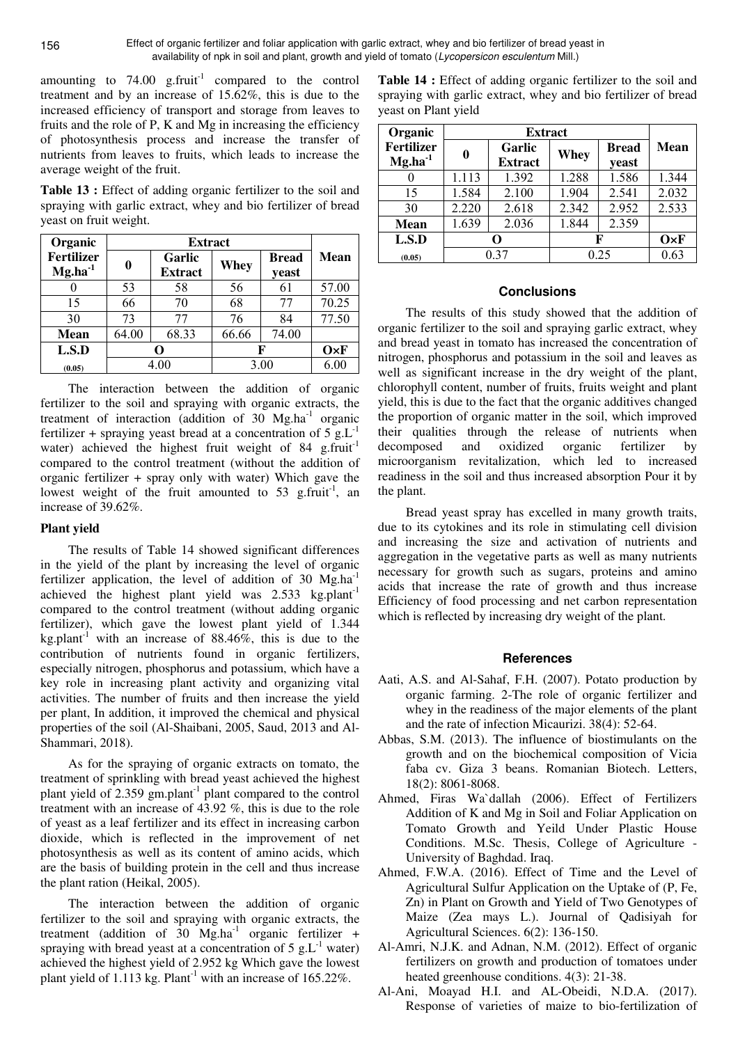amounting to 74.00 g.fruit$^{-1}$ compared to the control treatment and by an increase of 15.62%, this is due to the increased efficiency of transport and storage from leaves to fruits and the role of P, K and Mg in increasing the efficiency of photosynthesis process and increase the transfer of nutrients from leaves to fruits, which leads to increase the average weight of the fruit.

**Table 13 :** Effect of adding organic fertilizer to the soil and spraying with garlic extract, whey and bio fertilizer of bread yeast on fruit weight.

| Organic Fertilizer Mg.ha$^{-1}$ | Extract | | | | Mean |
|---|---|---|---|---|---|
| | 0 | Garlic Extract | Whey | Bread yeast | |
| 0 | 53 | 58 | 56 | 61 | 57.00 |
| 15 | 66 | 70 | 68 | 77 | 70.25 |
| 30 | 73 | 77 | 76 | 84 | 77.50 |
| **Mean** | 64.00 | 68.33 | 66.66 | 74.00 | |
| **L.S.D (0.05)** | O | | F | | O×F |
| | 4.00 | | 3.00 | | 6.00 |

The interaction between the addition of organic fertilizer to the soil and spraying with organic extracts, the treatment of interaction (addition of 30 Mg.ha$^{-1}$ organic fertilizer + spraying yeast bread at a concentration of 5 g.L$^{-1}$ water) achieved the highest fruit weight of 84 g.fruit$^{-1}$ compared to the control treatment (without the addition of organic fertilizer + spray only with water) Which gave the lowest weight of the fruit amounted to 53 g.fruit$^{-1}$, an increase of 39.62%.

### Plant yield

The results of Table 14 showed significant differences in the yield of the plant by increasing the level of organic fertilizer application, the level of addition of 30 Mg.ha$^{-1}$ achieved the highest plant yield was 2.533 kg.plant$^{-1}$ compared to the control treatment (without adding organic fertilizer), which gave the lowest plant yield of 1.344 kg.plant$^{-1}$ with an increase of 88.46%, this is due to the contribution of nutrients found in organic fertilizers, especially nitrogen, phosphorus and potassium, which have a key role in increasing plant activity and organizing vital activities. The number of fruits and then increase the yield per plant, In addition, it improved the chemical and physical properties of the soil (Al-Shaibani, 2005, Saud, 2013 and Al-Shammari, 2018).

As for the spraying of organic extracts on tomato, the treatment of sprinkling with bread yeast achieved the highest plant yield of 2.359 gm.plant$^{-1}$ plant compared to the control treatment with an increase of 43.92 %, this is due to the role of yeast as a leaf fertilizer and its effect in increasing carbon dioxide, which is reflected in the improvement of net photosynthesis as well as its content of amino acids, which are the basis of building protein in the cell and thus increase the plant ration (Heikal, 2005).

The interaction between the addition of organic fertilizer to the soil and spraying with organic extracts, the treatment (addition of 30 Mg.ha$^{-1}$ organic fertilizer + spraying with bread yeast at a concentration of 5 g.L$^{-1}$ water) achieved the highest yield of 2.952 kg Which gave the lowest plant yield of 1.113 kg. Plant$^{-1}$ with an increase of 165.22%.

**Table 14 :** Effect of adding organic fertilizer to the soil and spraying with garlic extract, whey and bio fertilizer of bread yeast on Plant yield

| Organic Fertilizer Mg.ha$^{-1}$ | Extract | | | | Mean |
|---|---|---|---|---|---|
| | 0 | Garlic Extract | Whey | Bread yeast | |
| 0 | 1.113 | 1.392 | 1.288 | 1.586 | 1.344 |
| 15 | 1.584 | 2.100 | 1.904 | 2.541 | 2.032 |
| 30 | 2.220 | 2.618 | 2.342 | 2.952 | 2.533 |
| **Mean** | 1.639 | 2.036 | 1.844 | 2.359 | |
| **L.S.D (0.05)** | O | | F | | O×F |
| | 0.37 | | 0.25 | | 0.63 |

## Conclusions

The results of this study showed that the addition of organic fertilizer to the soil and spraying garlic extract, whey and bread yeast in tomato has increased the concentration of nitrogen, phosphorus and potassium in the soil and leaves as well as significant increase in the dry weight of the plant, chlorophyll content, number of fruits, fruits weight and plant yield, this is due to the fact that the organic additives changed the proportion of organic matter in the soil, which improved their qualities through the release of nutrients when decomposed and oxidized organic fertilizer by microorganism revitalization, which led to increased readiness in the soil and thus increased absorption Pour it by the plant.

Bread yeast spray has excelled in many growth traits, due to its cytokines and its role in stimulating cell division and increasing the size and activation of nutrients and aggregation in the vegetative parts as well as many nutrients necessary for growth such as sugars, proteins and amino acids that increase the rate of growth and thus increase Efficiency of food processing and net carbon representation which is reflected by increasing dry weight of the plant.

## References

- Aati, A.S. and Al-Sahaf, F.H. (2007). Potato production by organic farming. 2-The role of organic fertilizer and whey in the readiness of the major elements of the plant and the rate of infection Micaurizi. 38(4): 52-64.
- Abbas, S.M. (2013). The influence of biostimulants on the growth and on the biochemical composition of Vicia faba cv. Giza 3 beans. Romanian Biotech. Letters, 18(2): 8061-8068.
- Ahmed, Firas Wa`dallah (2006). Effect of Fertilizers Addition of K and Mg in Soil and Foliar Application on Tomato Growth and Yeild Under Plastic House Conditions. M.Sc. Thesis, College of Agriculture - University of Baghdad. Iraq.
- Ahmed, F.W.A. (2016). Effect of Time and the Level of Agricultural Sulfur Application on the Uptake of (P, Fe, Zn) in Plant on Growth and Yield of Two Genotypes of Maize (Zea mays L.). Journal of Qadisiyah for Agricultural Sciences. 6(2): 136-150.
- Al-Amri, N.J.K. and Adnan, N.M. (2012). Effect of organic fertilizers on growth and production of tomatoes under heated greenhouse conditions. 4(3): 21-38.
- Al-Ani, Moayad H.I. and AL-Obeidi, N.D.A. (2017). Response of varieties of maize to bio-fertilization of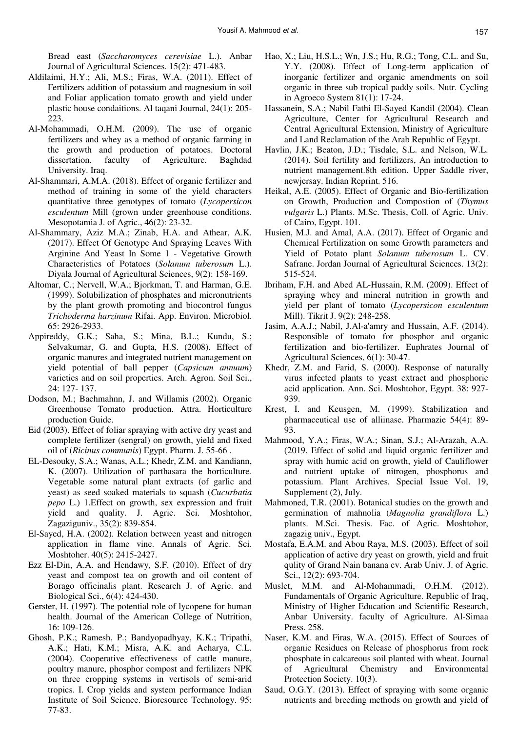Bread east (*Saccharomyces cerevisiae* L.). Anbar Journal of Agricultural Sciences. 15(2): 471-483.

Aldilaimi, H.Y.; Ali, M.S.; Firas, W.A. (2011). Effect of Fertilizers addition of potassium and magnesium in soil and Foliar application tomato growth and yield under plastic house condaitions. Al taqani Journal, 24(1): 205-223.

Al-Mohammadi, O.H.M. (2009). The use of organic fertilizers and whey as a method of organic farming in the growth and production of potatoes. Doctoral dissertation. faculty of Agriculture. Baghdad University. Iraq.

Al-Shammari, A.M.A. (2018). Effect of organic fertilizer and method of training in some of the yield characters quantitative three genotypes of tomato (*Lycopersicon esculentum* Mill (grown under greenhouse conditions. Mesopotamia J. of Agric., 46(2): 23-32.

Al-Shammary, Aziz M.A.; Zinab, H.A. and Athear, A.K. (2017). Effect Of Genotype And Spraying Leaves With Arginine And Yeast In Some 1 - Vegetative Growth Characteristics of Potatoes (*Solanum tuberosum* L.). Diyala Journal of Agricultural Sciences, 9(2): 158-169.

Altomar, C.; Nervell, W.A.; Bjorkman, T. and Harman, G.E. (1999). Solubilization of phosphates and micronutrients by the plant growth promoting and biocontrol fungus *Trichoderma harzinum* Rifai. App. Environ. Microbiol. 65: 2926-2933.

Appireddy, G.K.; Saha, S.; Mina, B.L.; Kundu, S.; Selvakumar, G. and Gupta, H.S. (2008). Effect of organic manures and integrated nutrient management on yield potential of ball pepper (*Capsicum annuum*) varieties and on soil properties. Arch. Agron. Soil Sci., 24: 127- 137.

Dodson, M.; Bachmahnn, J. and Willamis (2002). Organic Greenhouse Tomato production. Attra. Horticulture production Guide.

Eid (2003). Effect of foliar spraying with active dry yeast and complete fertilizer (sengral) on growth, yield and fixed oil of (*Ricinus communis*) Egypt. Pharm. J. 55-66 .

EL-Desouky, S.A.; Wanas, A.L.; Khedr, Z.M. and Kandiann, K. (2007). Utilization of parthasara the horticulture. Vegetable some natural plant extracts (of garlic and yeast) as seed soaked materials to squash (*Cucurbatia pepo* L.) 1.Effect on growth, sex expression and fruit yield and quality. J. Agric. Sci. Moshtohor, Zagaziguniv., 35(2): 839-854.

El-Sayed, H.A. (2002). Relation between yeast and nitrogen application in flame vine. Annals of Agric. Sci. Moshtoher. 40(5): 2415-2427.

Ezz El-Din, A.A. and Hendawy, S.F. (2010). Effect of dry yeast and compost tea on growth and oil content of Borago officinalis plant. Research J. of Agric. and Biological Sci., 6(4): 424-430.

Gerster, H. (1997). The potential role of lycopene for human health. Journal of the American College of Nutrition, 16: 109-126.

Ghosh, P.K.; Ramesh, P.; Bandyopadhyay, K.K.; Tripathi, A.K.; Hati, K.M.; Misra, A.K. and Acharya, C.L. (2004). Cooperative effectiveness of cattle manure, poultry manure, phosphor compost and fertilizers NPK on three cropping systems in vertisols of semi-arid tropics. I. Crop yields and system performance Indian Institute of Soil Science. Bioresource Technology. 95: 77-83.

Hao, X.; Liu, H.S.L.; Wn, J.S.; Hu, R.G.; Tong, C.L. and Su, Y.Y. (2008). Effect of Long-term application of inorganic fertilizer and organic amendments on soil organic in three sub tropical paddy soils. Nutr. Cycling in Agroeco System 81(1): 17-24.

Hassanein, S.A.; Nabil Fathi El-Sayed Kandil (2004). Clean Agriculture, Center for Agricultural Research and Central Agricultural Extension, Ministry of Agriculture and Land Reclamation of the Arab Republic of Egypt.

Havlin, J.K.; Beaton, J.D.; Tisdale, S.L. and Nelson, W.L. (2014). Soil fertility and fertilizers, An introduction to nutrient management.8th edition. Upper Saddle river, newjersay. Indian Reprint. 516.

Heikal, A.E. (2005). Effect of Organic and Bio-fertilization on Growth, Production and Compostion of (*Thymus vulgaris* L.) Plants. M.Sc. Thesis, Coll. of Agric. Univ. of Cairo, Egypt. 101.

Husien, M.J. and Amal, A.A. (2017). Effect of Organic and Chemical Fertilization on some Growth parameters and Yield of Potato plant *Solanum tuberosum* L. CV. Safrane. Jordan Journal of Agricultural Sciences. 13(2): 515-524.

Ibriham, F.H. and Abed AL-Hussain, R.M. (2009). Effect of spraying whey and mineral nutrition in growth and yield per plant of tomato (*Lycopersicon esculentum* Mill). Tikrit J. 9(2): 248-258.

Jasim, A.A.J.; Nabil, J.Al-a'amry and Hussain, A.F. (2014). Responsible of tomato for phosphor and organic fertilization and bio-fertilizer. Euphrates Journal of Agricultural Sciences, 6(1): 30-47.

Khedr, Z.M. and Farid, S. (2000). Response of naturally virus infected plants to yeast extract and phosphoric acid application. Ann. Sci. Moshtohor, Egypt. 38: 927-939.

Krest, I. and Keusgen, M. (1999). Stabilization and pharmaceutical use of alliinase. Pharmazie 54(4): 89-93.

Mahmood, Y.A.; Firas, W.A.; Sinan, S.J.; Al-Arazah, A.A. (2019. Effect of solid and liquid organic fertilizer and spray with humic acid on growth, yield of Cauliflower and nutrient uptake of nitrogen, phosphorus and potassium. Plant Archives. Special Issue Vol. 19, Supplement (2), July.

Mahmoned, T.R. (2001). Botanical studies on the growth and germination of mahnolia (*Magnolia grandiflora* L.) plants. M.Sci. Thesis. Fac. of Agric. Moshtohor, zagazig univ., Egypt.

Mostafa, E.A.M. and Abou Raya, M.S. (2003). Effect of soil application of active dry yeast on growth, yield and fruit qulity of Grand Nain banana cv. Arab Univ. J. of Agric. Sci., 12(2): 693-704.

Muslet, M.M. and Al-Mohammadi, O.H.M. (2012). Fundamentals of Organic Agriculture. Republic of Iraq, Ministry of Higher Education and Scientific Research, Anbar University. faculty of Agriculture. Al-Simaa Press. 258.

Naser, K.M. and Firas, W.A. (2015). Effect of Sources of organic Residues on Release of phosphorus from rock phosphate in calcareous soil planted with wheat. Journal of Agricultural Chemistry and Environmental Protection Society. 10(3).

Saud, O.G.Y. (2013). Effect of spraying with some organic nutrients and breeding methods on growth and yield of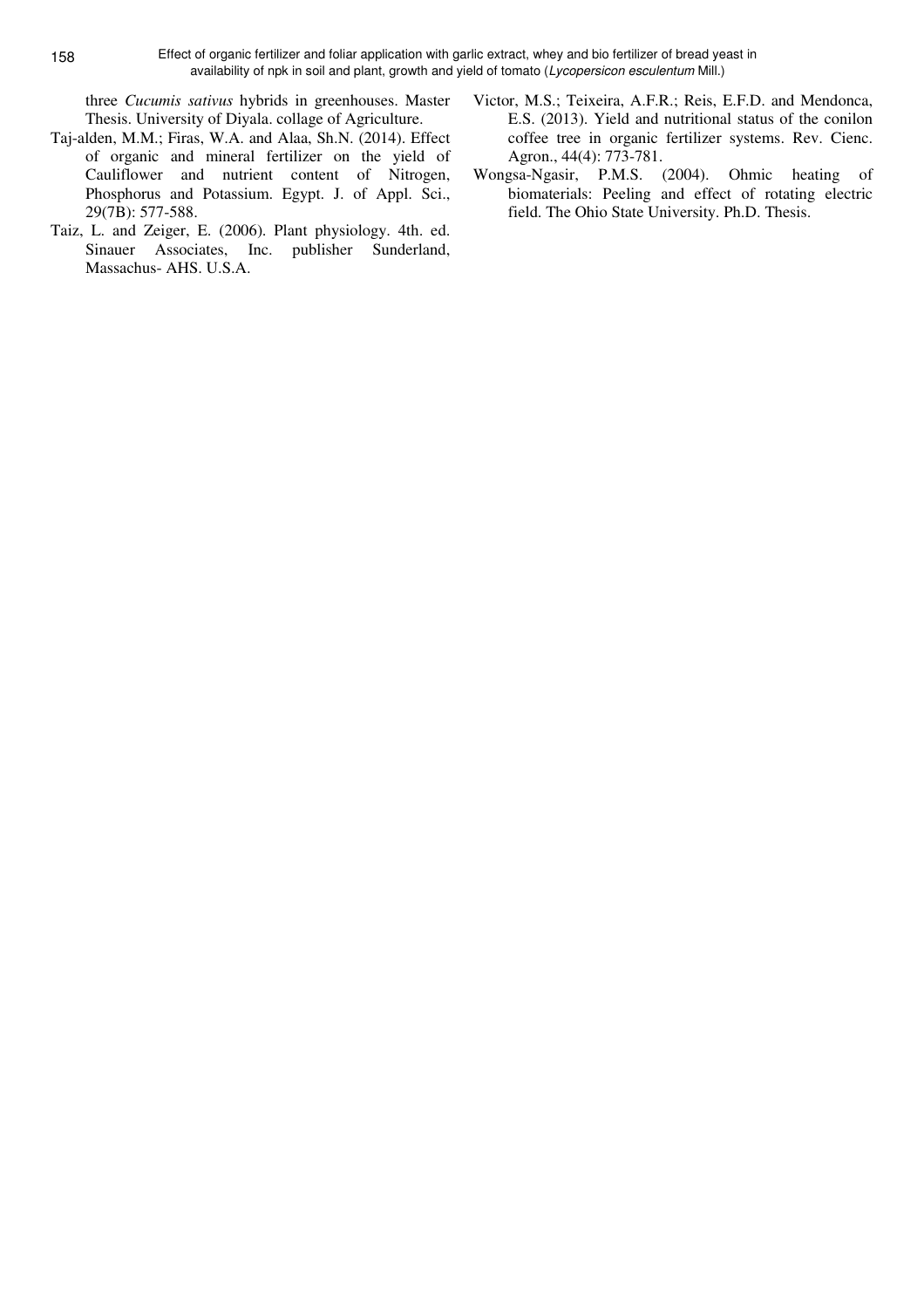three *Cucumis sativus* hybrids in greenhouses. Master Thesis. University of Diyala. collage of Agriculture.

Taj-alden, M.M.; Firas, W.A. and Alaa, Sh.N. (2014). Effect of organic and mineral fertilizer on the yield of Cauliflower and nutrient content of Nitrogen, Phosphorus and Potassium. Egypt. J. of Appl. Sci., 29(7B): 577-588.

Taiz, L. and Zeiger, E. (2006). Plant physiology. 4th. ed. Sinauer Associates, Inc. publisher Sunderland, Massachus- AHS. U.S.A.

Victor, M.S.; Teixeira, A.F.R.; Reis, E.F.D. and Mendonca, E.S. (2013). Yield and nutritional status of the conilon coffee tree in organic fertilizer systems. Rev. Cienc. Agron., 44(4): 773-781.

Wongsa-Ngasir, P.M.S. (2004). Ohmic heating of biomaterials: Peeling and effect of rotating electric field. The Ohio State University. Ph.D. Thesis.